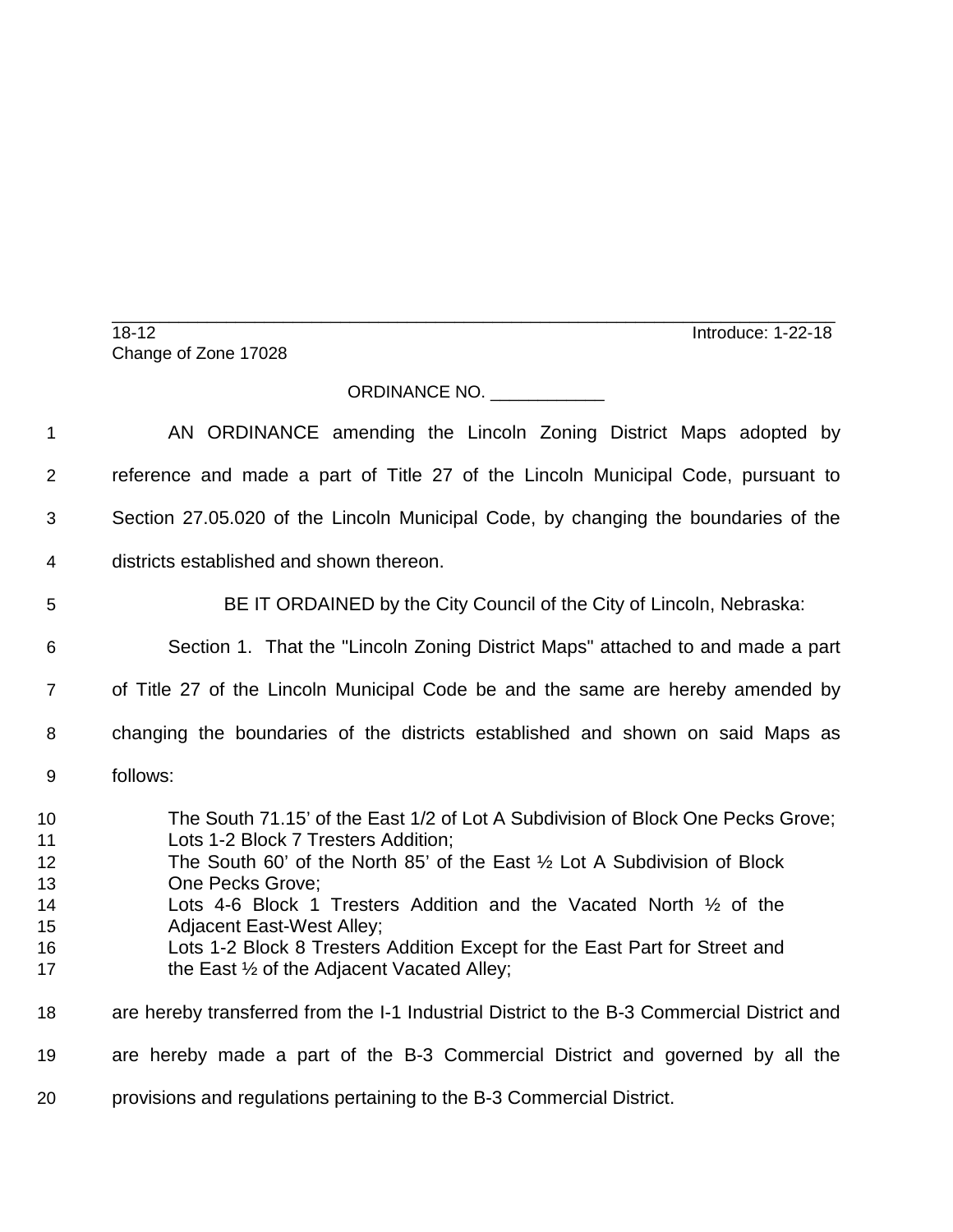18-12 Introduce: 1-22-18
Change of Zone 17028

ORDINANCE NO. ____________

AN ORDINANCE amending the Lincoln Zoning District Maps adopted by reference and made a part of Title 27 of the Lincoln Municipal Code, pursuant to Section 27.05.020 of the Lincoln Municipal Code, by changing the boundaries of the districts established and shown thereon.

BE IT ORDAINED by the City Council of the City of Lincoln, Nebraska:

Section 1. That the "Lincoln Zoning District Maps" attached to and made a part of Title 27 of the Lincoln Municipal Code be and the same are hereby amended by changing the boundaries of the districts established and shown on said Maps as follows:

> The South 71.15' of the East 1/2 of Lot A Subdivision of Block One Pecks Grove;
> Lots 1-2 Block 7 Tresters Addition;
> The South 60' of the North 85' of the East ½ Lot A Subdivision of Block One Pecks Grove;
> Lots 4-6 Block 1 Tresters Addition and the Vacated North ½ of the Adjacent East-West Alley;
> Lots 1-2 Block 8 Tresters Addition Except for the East Part for Street and the East ½ of the Adjacent Vacated Alley;

are hereby transferred from the I-1 Industrial District to the B-3 Commercial District and are hereby made a part of the B-3 Commercial District and governed by all the provisions and regulations pertaining to the B-3 Commercial District.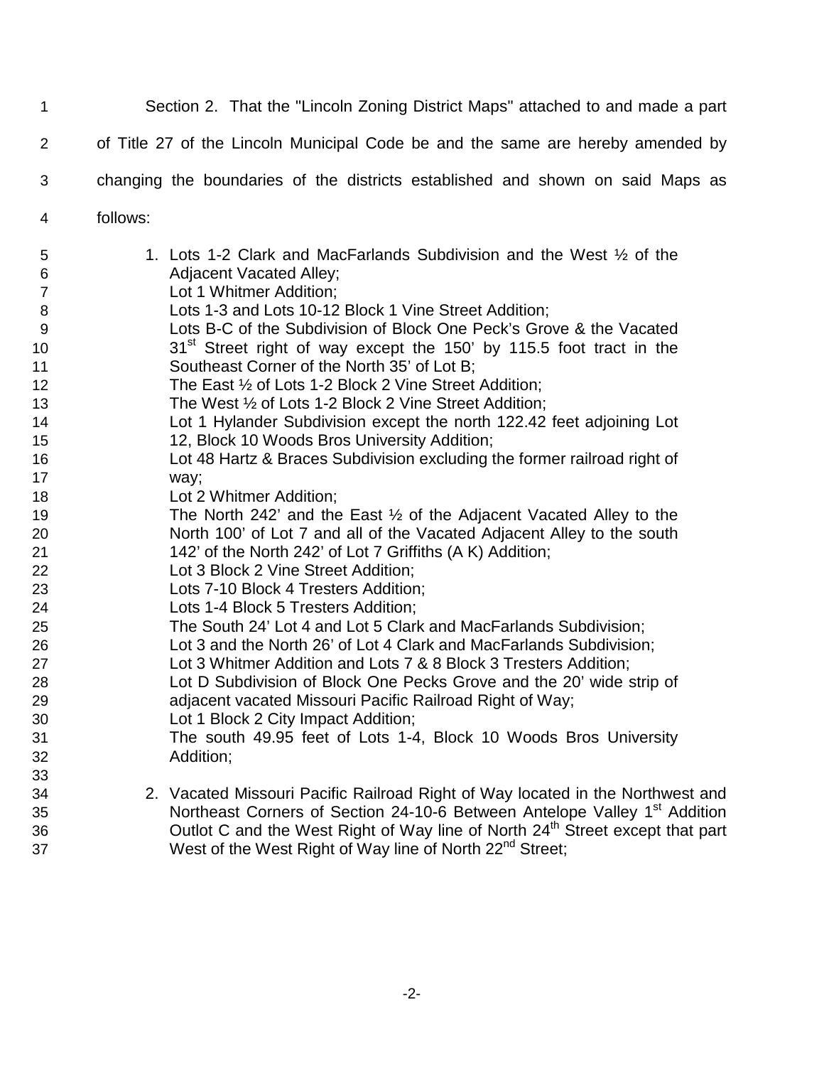Section 2. That the "Lincoln Zoning District Maps" attached to and made a part of Title 27 of the Lincoln Municipal Code be and the same are hereby amended by changing the boundaries of the districts established and shown on said Maps as follows:

1. Lots 1-2 Clark and MacFarlands Subdivision and the West ½ of the Adjacent Vacated Alley;
   Lot 1 Whitmer Addition;
   Lots 1-3 and Lots 10-12 Block 1 Vine Street Addition;
   Lots B-C of the Subdivision of Block One Peck's Grove & the Vacated 31st Street right of way except the 150' by 115.5 foot tract in the Southeast Corner of the North 35' of Lot B;
   The East ½ of Lots 1-2 Block 2 Vine Street Addition;
   The West ½ of Lots 1-2 Block 2 Vine Street Addition;
   Lot 1 Hylander Subdivision except the north 122.42 feet adjoining Lot 12, Block 10 Woods Bros University Addition;
   Lot 48 Hartz & Braces Subdivision excluding the former railroad right of way;
   Lot 2 Whitmer Addition;
   The North 242' and the East ½ of the Adjacent Vacated Alley to the North 100' of Lot 7 and all of the Vacated Adjacent Alley to the south 142' of the North 242' of Lot 7 Griffiths (A K) Addition;
   Lot 3 Block 2 Vine Street Addition;
   Lots 7-10 Block 4 Tresters Addition;
   Lots 1-4 Block 5 Tresters Addition;
   The South 24' Lot 4 and Lot 5 Clark and MacFarlands Subdivision;
   Lot 3 and the North 26' of Lot 4 Clark and MacFarlands Subdivision;
   Lot 3 Whitmer Addition and Lots 7 & 8 Block 3 Tresters Addition;
   Lot D Subdivision of Block One Pecks Grove and the 20' wide strip of adjacent vacated Missouri Pacific Railroad Right of Way;
   Lot 1 Block 2 City Impact Addition;
   The south 49.95 feet of Lots 1-4, Block 10 Woods Bros University Addition;

2. Vacated Missouri Pacific Railroad Right of Way located in the Northwest and Northeast Corners of Section 24-10-6 Between Antelope Valley 1st Addition Outlot C and the West Right of Way line of North 24th Street except that part West of the West Right of Way line of North 22nd Street;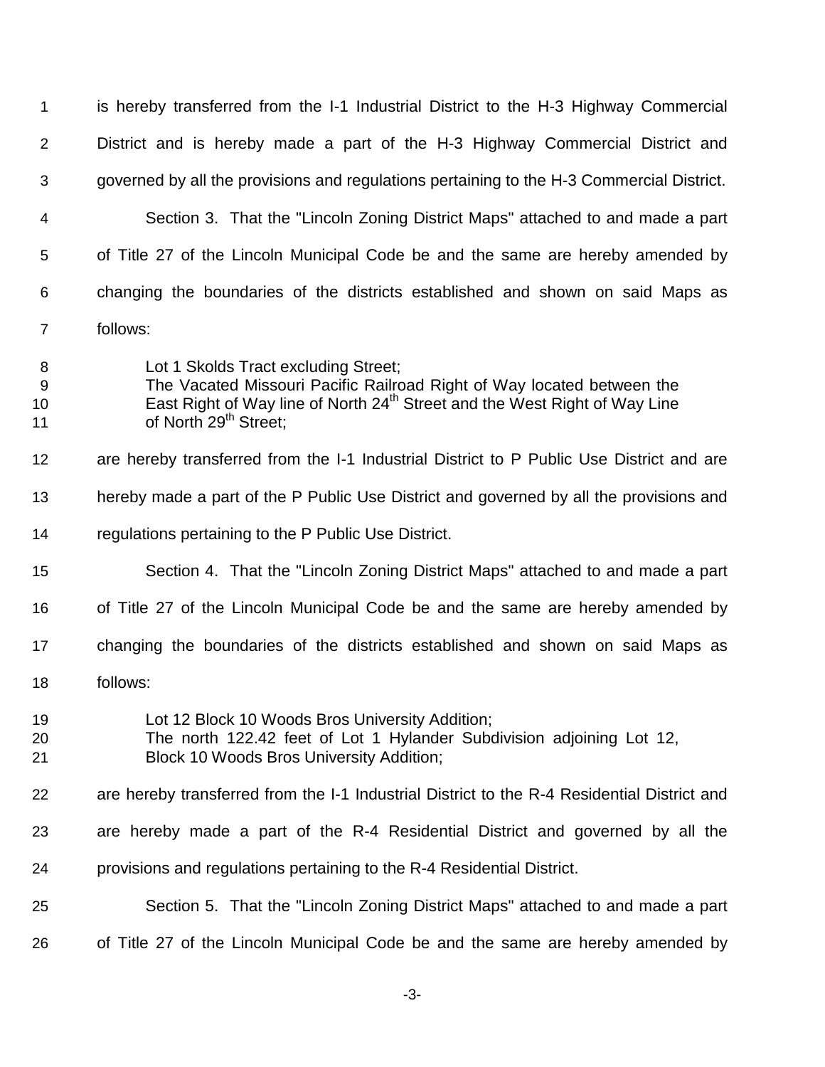is hereby transferred from the I-1 Industrial District to the H-3 Highway Commercial District and is hereby made a part of the H-3 Highway Commercial District and governed by all the provisions and regulations pertaining to the H-3 Commercial District.

Section 3. That the "Lincoln Zoning District Maps" attached to and made a part of Title 27 of the Lincoln Municipal Code be and the same are hereby amended by changing the boundaries of the districts established and shown on said Maps as follows:

> Lot 1 Skolds Tract excluding Street;
> The Vacated Missouri Pacific Railroad Right of Way located between the East Right of Way line of North 24th Street and the West Right of Way Line of North 29th Street;

are hereby transferred from the I-1 Industrial District to P Public Use District and are hereby made a part of the P Public Use District and governed by all the provisions and regulations pertaining to the P Public Use District.

Section 4. That the "Lincoln Zoning District Maps" attached to and made a part of Title 27 of the Lincoln Municipal Code be and the same are hereby amended by changing the boundaries of the districts established and shown on said Maps as follows:

> Lot 12 Block 10 Woods Bros University Addition;
> The north 122.42 feet of Lot 1 Hylander Subdivision adjoining Lot 12, Block 10 Woods Bros University Addition;

are hereby transferred from the I-1 Industrial District to the R-4 Residential District and are hereby made a part of the R-4 Residential District and governed by all the provisions and regulations pertaining to the R-4 Residential District.

Section 5. That the "Lincoln Zoning District Maps" attached to and made a part of Title 27 of the Lincoln Municipal Code be and the same are hereby amended by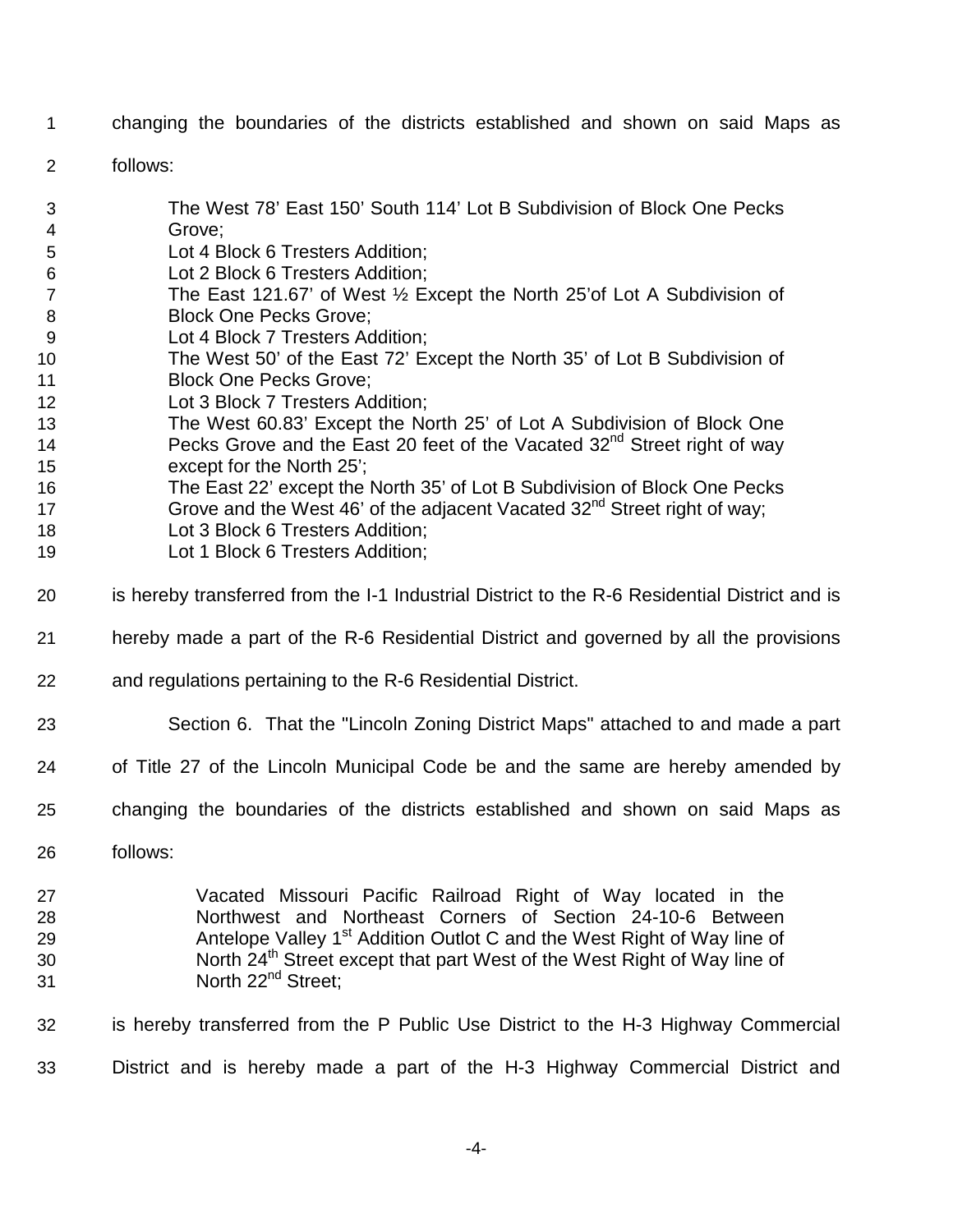changing the boundaries of the districts established and shown on said Maps as follows:

> The West 78' East 150' South 114' Lot B Subdivision of Block One Pecks Grove;
> Lot 4 Block 6 Tresters Addition;
> Lot 2 Block 6 Tresters Addition;
> The East 121.67' of West ½ Except the North 25'of Lot A Subdivision of Block One Pecks Grove;
> Lot 4 Block 7 Tresters Addition;
> The West 50' of the East 72' Except the North 35' of Lot B Subdivision of Block One Pecks Grove;
> Lot 3 Block 7 Tresters Addition;
> The West 60.83' Except the North 25' of Lot A Subdivision of Block One Pecks Grove and the East 20 feet of the Vacated 32nd Street right of way except for the North 25';
> The East 22' except the North 35' of Lot B Subdivision of Block One Pecks Grove and the West 46' of the adjacent Vacated 32nd Street right of way;
> Lot 3 Block 6 Tresters Addition;
> Lot 1 Block 6 Tresters Addition;

is hereby transferred from the I-1 Industrial District to the R-6 Residential District and is hereby made a part of the R-6 Residential District and governed by all the provisions and regulations pertaining to the R-6 Residential District.

Section 6. That the "Lincoln Zoning District Maps" attached to and made a part of Title 27 of the Lincoln Municipal Code be and the same are hereby amended by changing the boundaries of the districts established and shown on said Maps as follows:

> Vacated Missouri Pacific Railroad Right of Way located in the Northwest and Northeast Corners of Section 24-10-6 Between Antelope Valley 1st Addition Outlot C and the West Right of Way line of North 24th Street except that part West of the West Right of Way line of North 22nd Street;

is hereby transferred from the P Public Use District to the H-3 Highway Commercial District and is hereby made a part of the H-3 Highway Commercial District and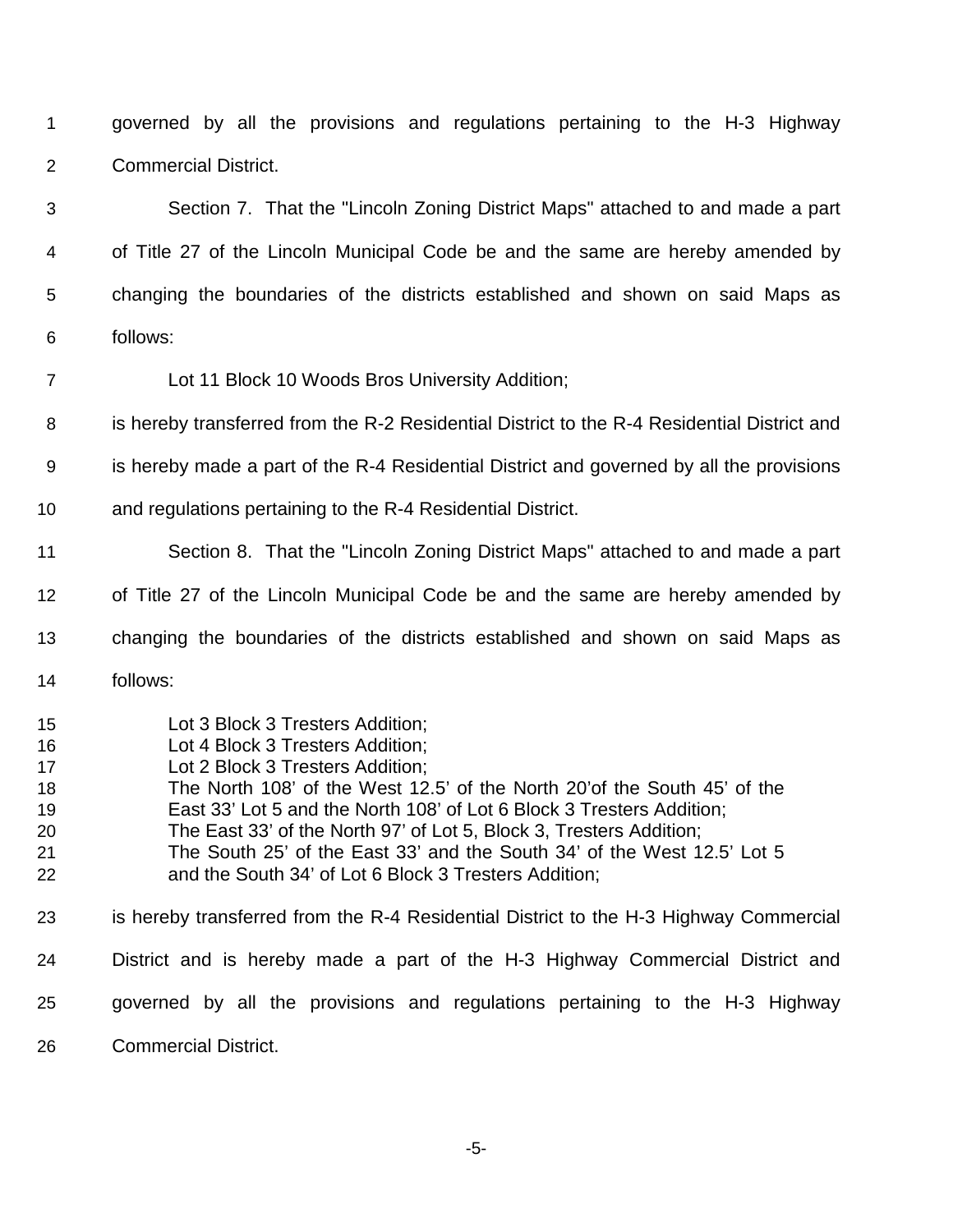governed by all the provisions and regulations pertaining to the H-3 Highway Commercial District.

Section 7. That the "Lincoln Zoning District Maps" attached to and made a part of Title 27 of the Lincoln Municipal Code be and the same are hereby amended by changing the boundaries of the districts established and shown on said Maps as follows:

Lot 11 Block 10 Woods Bros University Addition;

is hereby transferred from the R-2 Residential District to the R-4 Residential District and is hereby made a part of the R-4 Residential District and governed by all the provisions and regulations pertaining to the R-4 Residential District.

Section 8. That the "Lincoln Zoning District Maps" attached to and made a part of Title 27 of the Lincoln Municipal Code be and the same are hereby amended by changing the boundaries of the districts established and shown on said Maps as follows:

Lot 3 Block 3 Tresters Addition;
Lot 4 Block 3 Tresters Addition;
Lot 2 Block 3 Tresters Addition;
The North 108' of the West 12.5' of the North 20'of the South 45' of the East 33' Lot 5 and the North 108' of Lot 6 Block 3 Tresters Addition;
The East 33' of the North 97' of Lot 5, Block 3, Tresters Addition;
The South 25' of the East 33' and the South 34' of the West 12.5' Lot 5 and the South 34' of Lot 6 Block 3 Tresters Addition;

is hereby transferred from the R-4 Residential District to the H-3 Highway Commercial District and is hereby made a part of the H-3 Highway Commercial District and governed by all the provisions and regulations pertaining to the H-3 Highway Commercial District.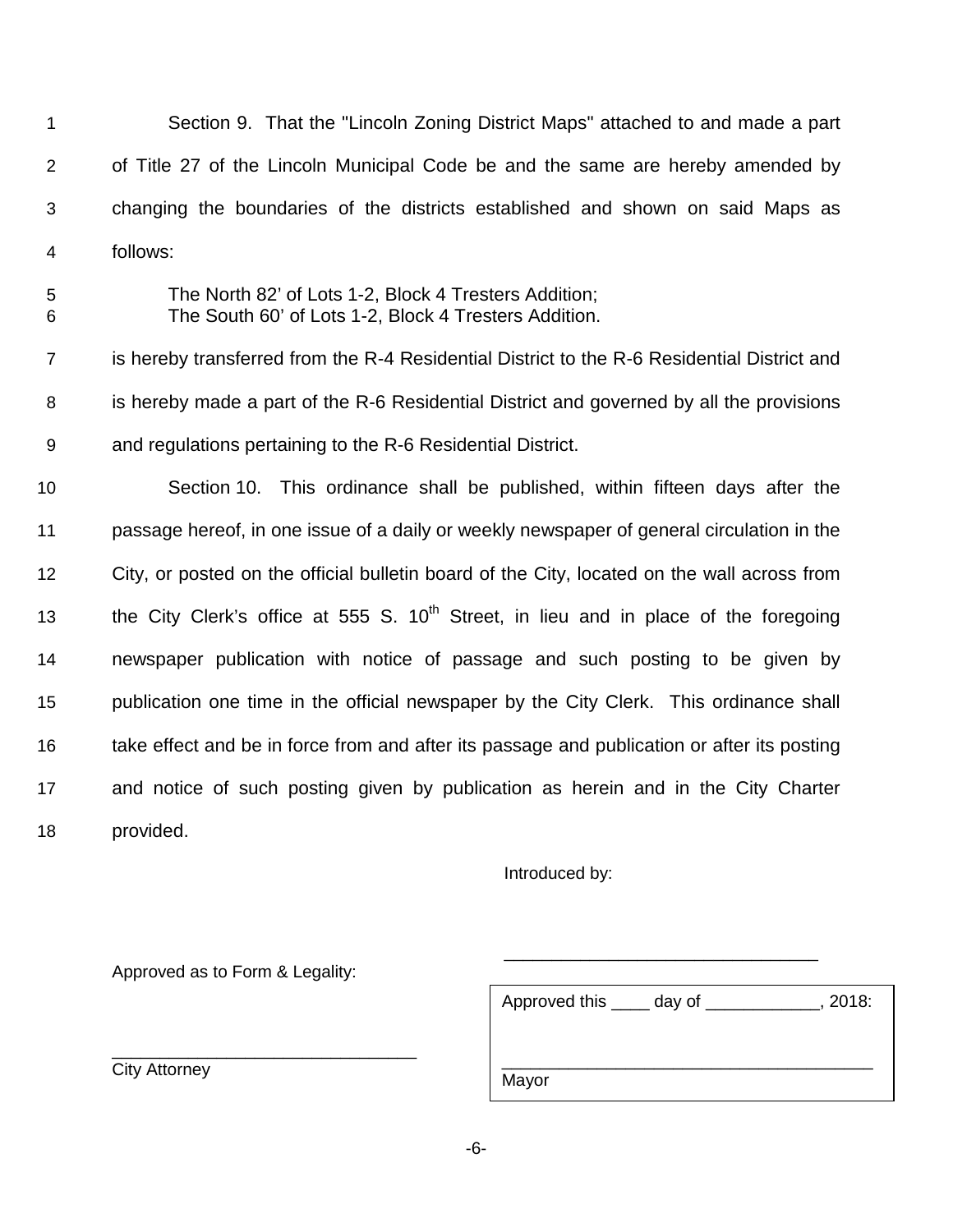Section 9. That the "Lincoln Zoning District Maps" attached to and made a part of Title 27 of the Lincoln Municipal Code be and the same are hereby amended by changing the boundaries of the districts established and shown on said Maps as follows:

The North 82' of Lots 1-2, Block 4 Tresters Addition;
The South 60' of Lots 1-2, Block 4 Tresters Addition.

is hereby transferred from the R-4 Residential District to the R-6 Residential District and is hereby made a part of the R-6 Residential District and governed by all the provisions and regulations pertaining to the R-6 Residential District.

Section 10. This ordinance shall be published, within fifteen days after the passage hereof, in one issue of a daily or weekly newspaper of general circulation in the City, or posted on the official bulletin board of the City, located on the wall across from the City Clerk's office at 555 S. 10th Street, in lieu and in place of the foregoing newspaper publication with notice of passage and such posting to be given by publication one time in the official newspaper by the City Clerk. This ordinance shall take effect and be in force from and after its passage and publication or after its posting and notice of such posting given by publication as herein and in the City Charter provided.

Introduced by:

_______________________________

Approved as to Form & Legality:

_______________________________
City Attorney

Approved this ____ day of ____________, 2018:

_____________________________________
Mayor